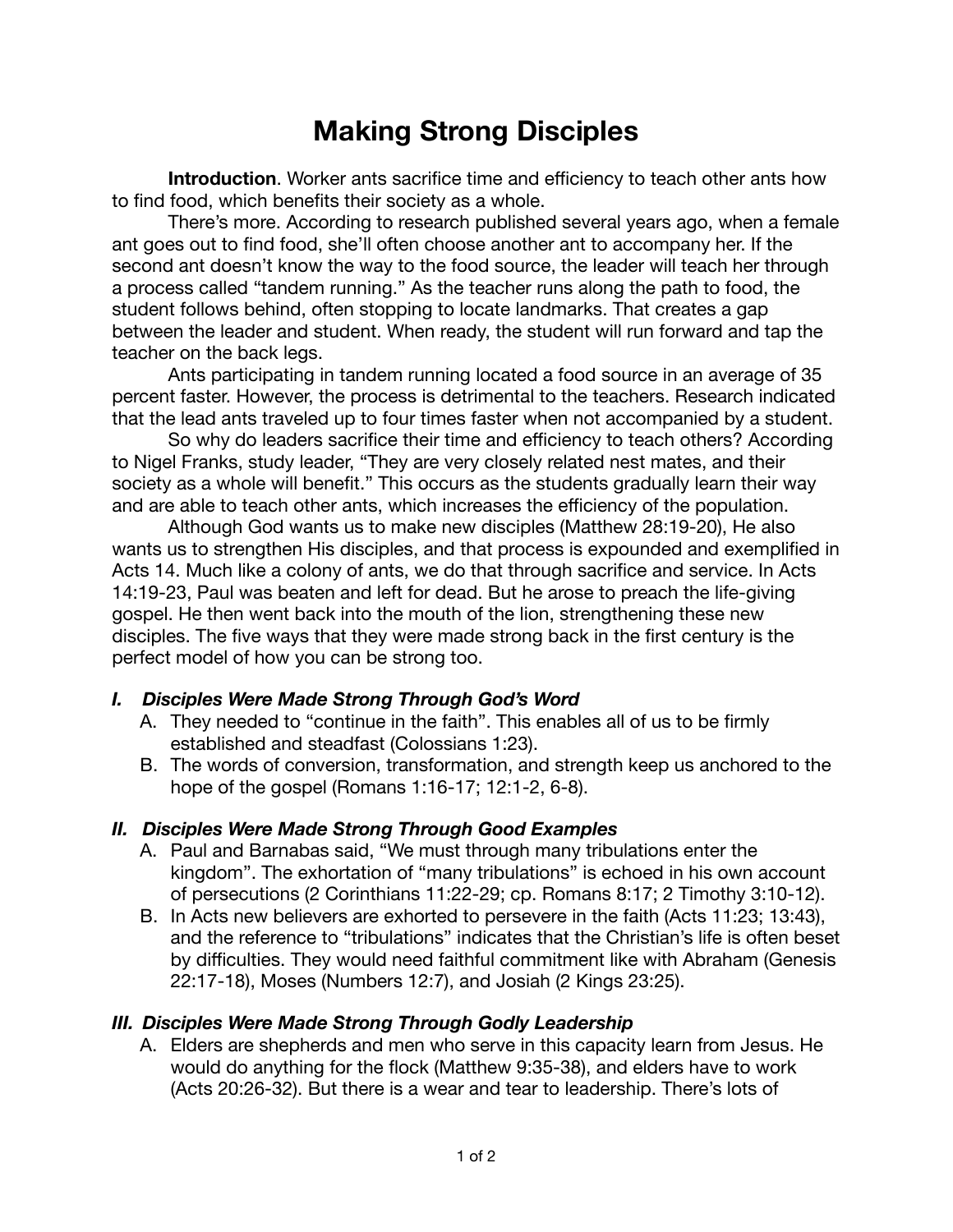# Making Strong Disciples

**Introduction**. Worker ants sacrifice time and efficiency to teach other ants how to find food, which benefits their society as a whole.

There's more. According to research published several years ago, when a female ant goes out to find food, she'll often choose another ant to accompany her. If the second ant doesn't know the way to the food source, the leader will teach her through a process called "tandem running." As the teacher runs along the path to food, the student follows behind, often stopping to locate landmarks. That creates a gap between the leader and student. When ready, the student will run forward and tap the teacher on the back legs.

Ants participating in tandem running located a food source in an average of 35 percent faster. However, the process is detrimental to the teachers. Research indicated that the lead ants traveled up to four times faster when not accompanied by a student.

So why do leaders sacrifice their time and efficiency to teach others? According to Nigel Franks, study leader, "They are very closely related nest mates, and their society as a whole will benefit." This occurs as the students gradually learn their way and are able to teach other ants, which increases the efficiency of the population.

Although God wants us to make new disciples (Matthew 28:19-20), He also wants us to strengthen His disciples, and that process is expounded and exemplified in Acts 14. Much like a colony of ants, we do that through sacrifice and service. In Acts 14:19-23, Paul was beaten and left for dead. But he arose to preach the life-giving gospel. He then went back into the mouth of the lion, strengthening these new disciples. The five ways that they were made strong back in the first century is the perfect model of how you can be strong too.

### *I. Disciples Were Made Strong Through God's Word*

A. They needed to "continue in the faith". This enables all of us to be firmly established and steadfast (Colossians 1:23).

B. The words of conversion, transformation, and strength keep us anchored to the hope of the gospel (Romans 1:16-17; 12:1-2, 6-8).

### *II. Disciples Were Made Strong Through Good Examples*

A. Paul and Barnabas said, "We must through many tribulations enter the kingdom". The exhortation of "many tribulations" is echoed in his own account of persecutions (2 Corinthians 11:22-29; cp. Romans 8:17; 2 Timothy 3:10-12).

B. In Acts new believers are exhorted to persevere in the faith (Acts 11:23; 13:43), and the reference to "tribulations" indicates that the Christian's life is often beset by difficulties. They would need faithful commitment like with Abraham (Genesis 22:17-18), Moses (Numbers 12:7), and Josiah (2 Kings 23:25).

### *III. Disciples Were Made Strong Through Godly Leadership*

A. Elders are shepherds and men who serve in this capacity learn from Jesus. He would do anything for the flock (Matthew 9:35-38), and elders have to work (Acts 20:26-32). But there is a wear and tear to leadership. There's lots of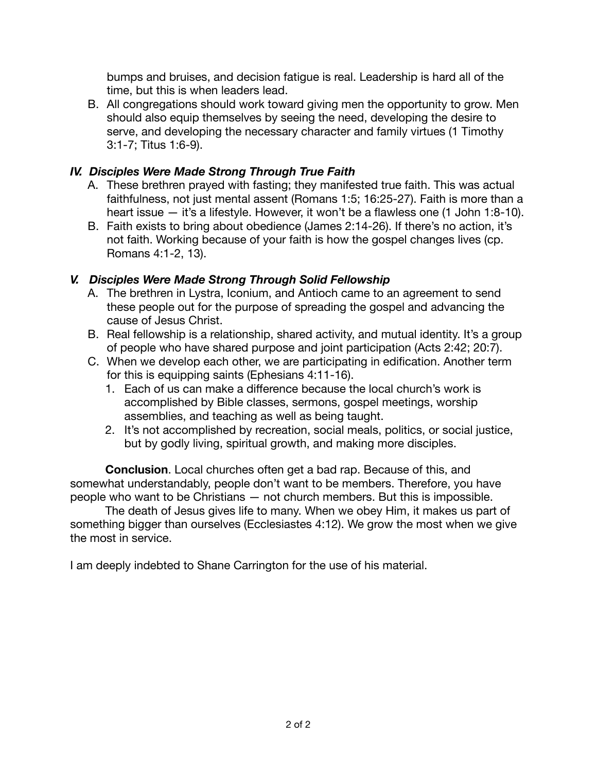bumps and bruises, and decision fatigue is real. Leadership is hard all of the time, but this is when leaders lead.

B. All congregations should work toward giving men the opportunity to grow. Men should also equip themselves by seeing the need, developing the desire to serve, and developing the necessary character and family virtues (1 Timothy 3:1-7; Titus 1:6-9).

### *IV. Disciples Were Made Strong Through True Faith*

A. These brethren prayed with fasting; they manifested true faith. This was actual faithfulness, not just mental assent (Romans 1:5; 16:25-27). Faith is more than a heart issue — it's a lifestyle. However, it won't be a flawless one (1 John 1:8-10).

B. Faith exists to bring about obedience (James 2:14-26). If there's no action, it's not faith. Working because of your faith is how the gospel changes lives (cp. Romans 4:1-2, 13).

### *V. Disciples Were Made Strong Through Solid Fellowship*

A. The brethren in Lystra, Iconium, and Antioch came to an agreement to send these people out for the purpose of spreading the gospel and advancing the cause of Jesus Christ.

B. Real fellowship is a relationship, shared activity, and mutual identity. It's a group of people who have shared purpose and joint participation (Acts 2:42; 20:7).

C. When we develop each other, we are participating in edification. Another term for this is equipping saints (Ephesians 4:11-16).

1. Each of us can make a difference because the local church's work is accomplished by Bible classes, sermons, gospel meetings, worship assemblies, and teaching as well as being taught.
2. It's not accomplished by recreation, social meals, politics, or social justice, but by godly living, spiritual growth, and making more disciples.

**Conclusion**. Local churches often get a bad rap. Because of this, and somewhat understandably, people don't want to be members. Therefore, you have people who want to be Christians — not church members. But this is impossible.

The death of Jesus gives life to many. When we obey Him, it makes us part of something bigger than ourselves (Ecclesiastes 4:12). We grow the most when we give the most in service.

I am deeply indebted to Shane Carrington for the use of his material.